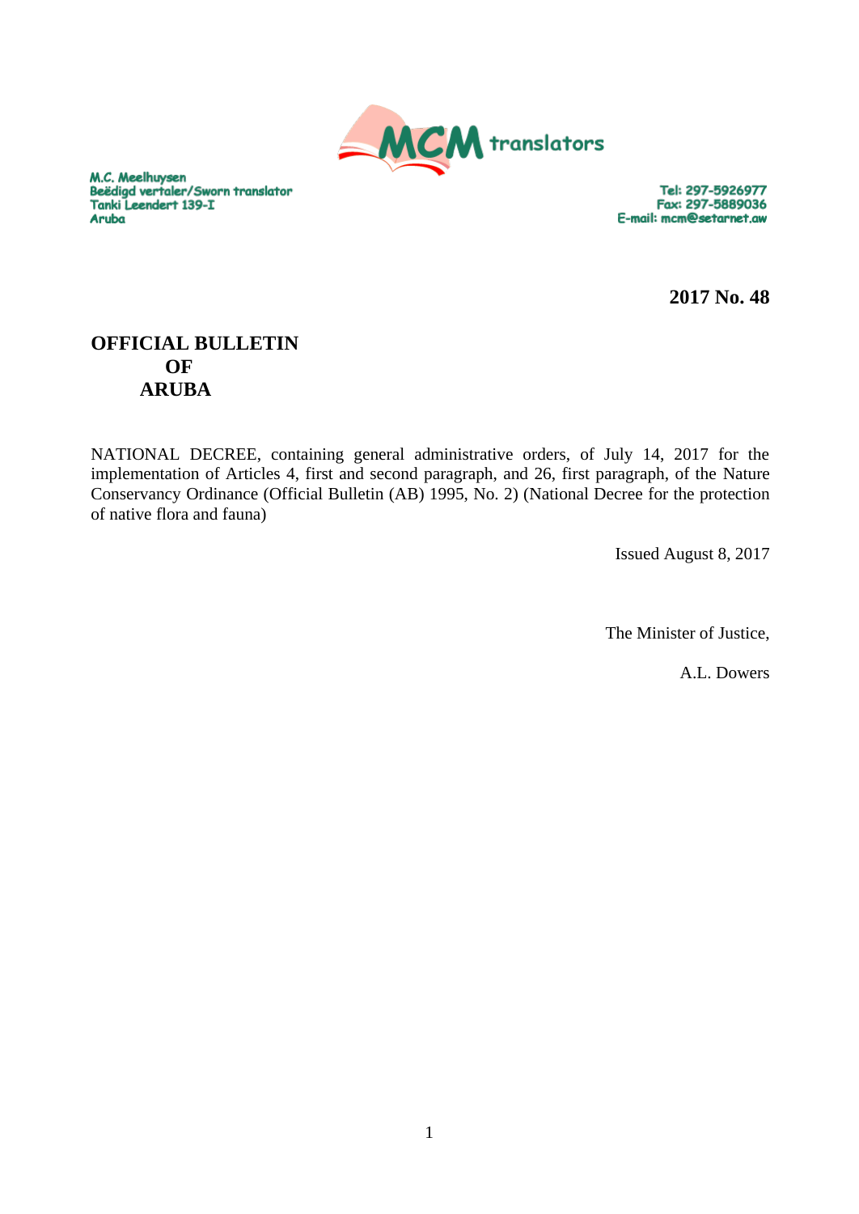M.C. Meelhuysen
Beëdigd vertaler/Sworn translator
Tanki Leendert 139-I
Aruba

Tel: 297-5926977
Fax: 297-5889036
E-mail: mcm@setarnet.aw

**2017 No. 48**

# OFFICIAL BULLETIN OF ARUBA

NATIONAL DECREE, containing general administrative orders, of July 14, 2017 for the implementation of Articles 4, first and second paragraph, and 26, first paragraph, of the Nature Conservancy Ordinance (Official Bulletin (AB) 1995, No. 2) (National Decree for the protection of native flora and fauna)

Issued August 8, 2017

The Minister of Justice,

A.L. Dowers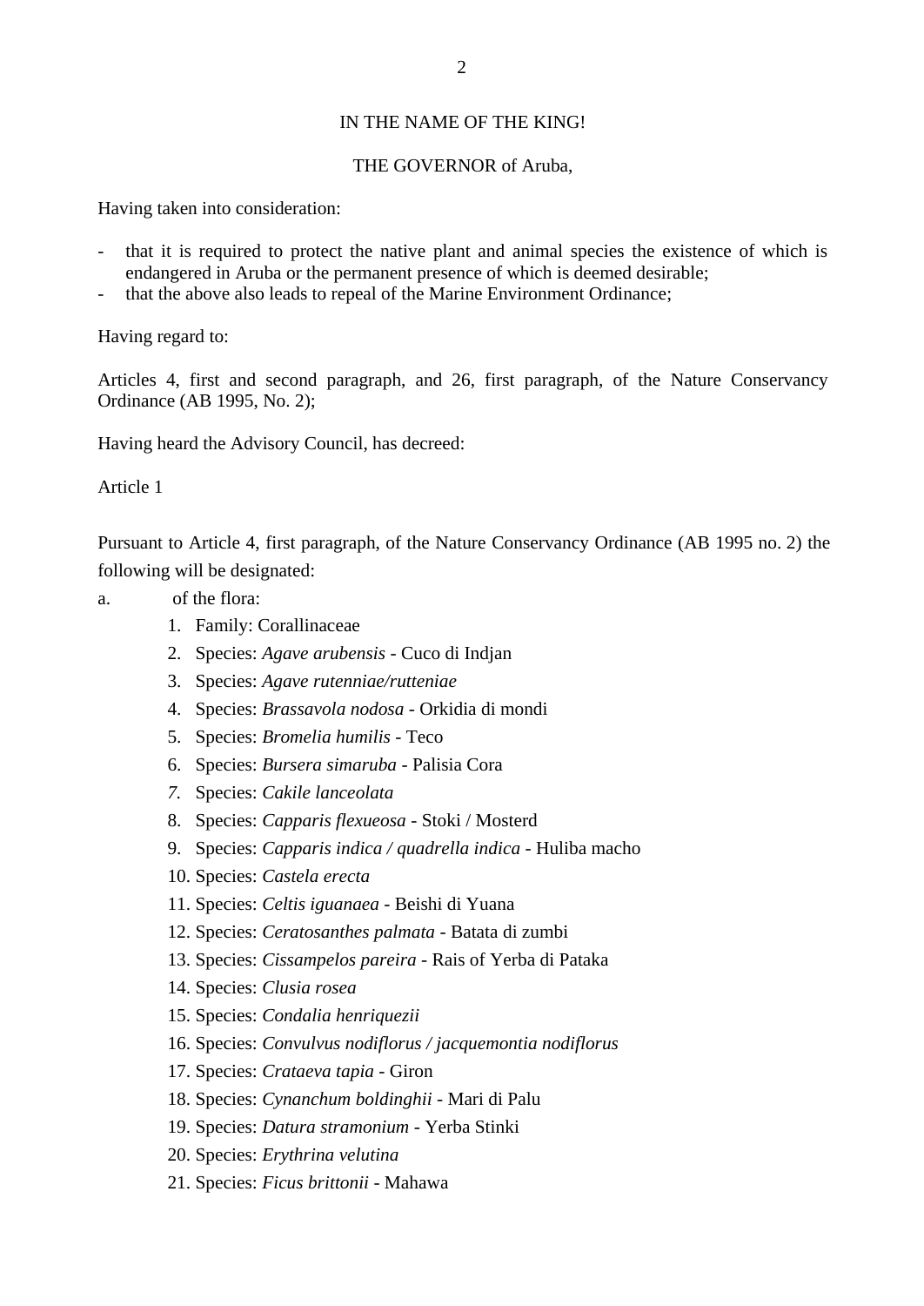IN THE NAME OF THE KING!

THE GOVERNOR of Aruba,

Having taken into consideration:

- that it is required to protect the native plant and animal species the existence of which is endangered in Aruba or the permanent presence of which is deemed desirable;
- that the above also leads to repeal of the Marine Environment Ordinance;

Having regard to:

Articles 4, first and second paragraph, and 26, first paragraph, of the Nature Conservancy Ordinance (AB 1995, No. 2);

Having heard the Advisory Council, has decreed:

Article 1

Pursuant to Article 4, first paragraph, of the Nature Conservancy Ordinance (AB 1995 no. 2) the following will be designated:

a. of the flora:

1. Family: Corallinaceae
2. Species: *Agave arubensis* - Cuco di Indjan
3. Species: *Agave rutenniae/rutteniae*
4. Species: *Brassavola nodosa* - Orkidia di mondi
5. Species: *Bromelia humilis* - Teco
6. Species: *Bursera simaruba* - Palisia Cora
7. Species: *Cakile lanceolata*
8. Species: *Capparis flexueosa* - Stoki / Mosterd
9. Species: *Capparis indica / quadrella indica* - Huliba macho
10. Species: *Castela erecta*
11. Species: *Celtis iguanaea* - Beishi di Yuana
12. Species: *Ceratosanthes palmata* - Batata di zumbi
13. Species: *Cissampelos pareira* - Rais of Yerba di Pataka
14. Species: *Clusia rosea*
15. Species: *Condalia henriquezii*
16. Species: *Convulvus nodiflorus / jacquemontia nodiflorus*
17. Species: *Crataeva tapia* - Giron
18. Species: *Cynanchum boldinghii* - Mari di Palu
19. Species: *Datura stramonium* - Yerba Stinki
20. Species: *Erythrina velutina*
21. Species: *Ficus brittonii* - Mahawa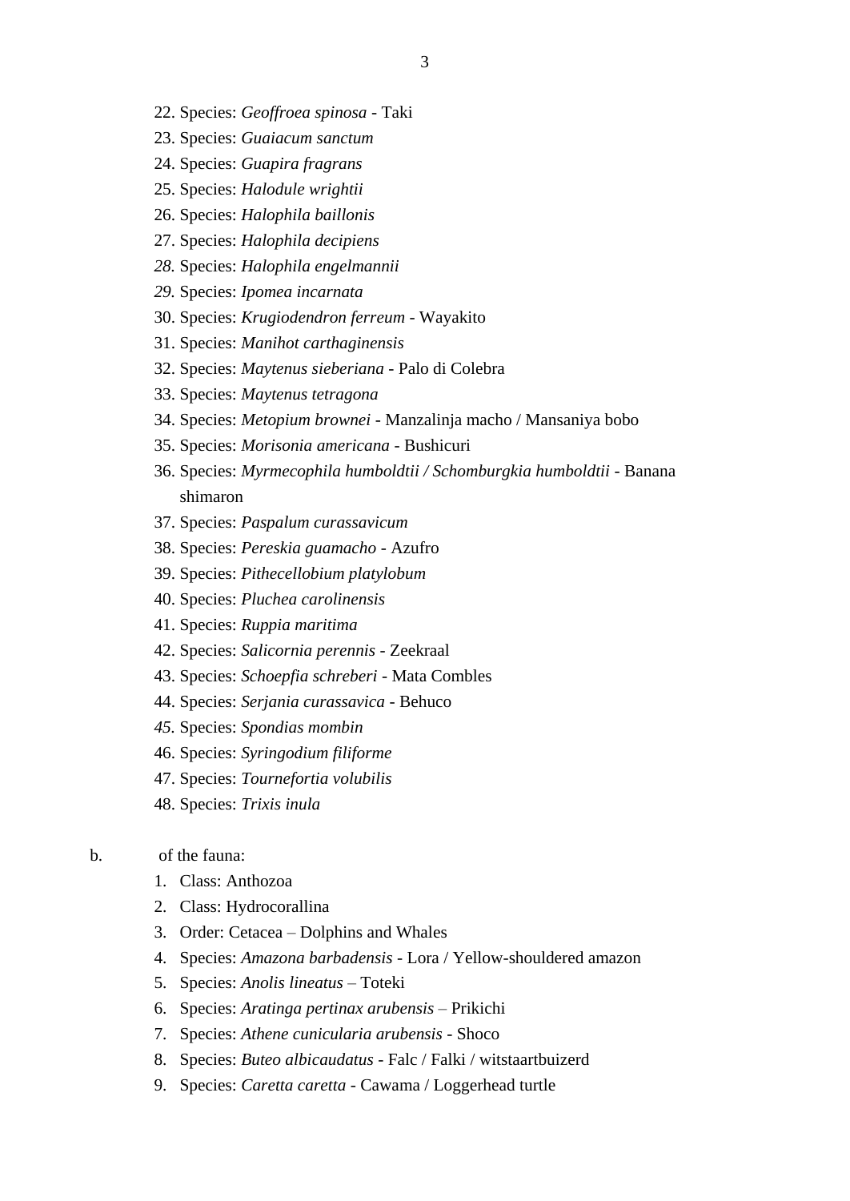22. Species: *Geoffroea spinosa* - Taki
23. Species: *Guaiacum sanctum*
24. Species: *Guapira fragrans*
25. Species: *Halodule wrightii*
26. Species: *Halophila baillonis*
27. Species: *Halophila decipiens*
28. Species: *Halophila engelmannii*
29. Species: *Ipomea incarnata*
30. Species: *Krugiodendron ferreum* - Wayakito
31. Species: *Manihot carthaginensis*
32. Species: *Maytenus sieberiana* - Palo di Colebra
33. Species: *Maytenus tetragona*
34. Species: *Metopium brownei* - Manzalinja macho / Mansaniya bobo
35. Species: *Morisonia americana* - Bushicuri
36. Species: *Myrmecophila humboldtii / Schomburgkia humboldtii* - Banana shimaron
37. Species: *Paspalum curassavicum*
38. Species: *Pereskia guamacho* - Azufro
39. Species: *Pithecellobium platylobum*
40. Species: *Pluchea carolinensis*
41. Species: *Ruppia maritima*
42. Species: *Salicornia perennis* - Zeekraal
43. Species: *Schoepfia schreberi* - Mata Combles
44. Species: *Serjania curassavica* - Behuco
45. Species: *Spondias mombin*
46. Species: *Syringodium filiforme*
47. Species: *Tournefortia volubilis*
48. Species: *Trixis inula*

b. of the fauna:

1. Class: Anthozoa
2. Class: Hydrocorallina
3. Order: Cetacea – Dolphins and Whales
4. Species: *Amazona barbadensis* - Lora / Yellow-shouldered amazon
5. Species: *Anolis lineatus* – Toteki
6. Species: *Aratinga pertinax arubensis* – Prikichi
7. Species: *Athene cunicularia arubensis* - Shoco
8. Species: *Buteo albicaudatus* - Falc / Falki / witstaartbuizerd
9. Species: *Caretta caretta* - Cawama / Loggerhead turtle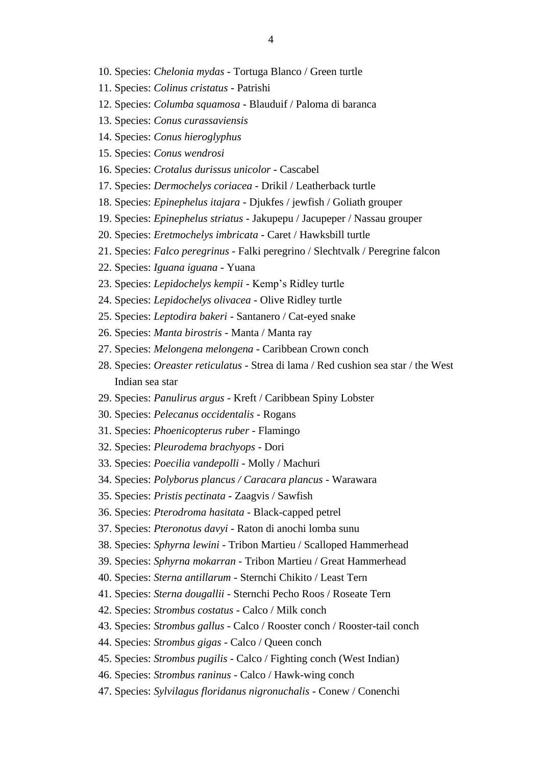10. Species: *Chelonia mydas* - Tortuga Blanco / Green turtle
11. Species: *Colinus cristatus* - Patrishi
12. Species: *Columba squamosa* - Blauduif / Paloma di baranca
13. Species: *Conus curassaviensis*
14. Species: *Conus hieroglyphus*
15. Species: *Conus wendrosi*
16. Species: *Crotalus durissus unicolor* - Cascabel
17. Species: *Dermochelys coriacea* - Drikil / Leatherback turtle
18. Species: *Epinephelus itajara* - Djukfes / jewfish / Goliath grouper
19. Species: *Epinephelus striatus* - Jakupepu / Jacupeper / Nassau grouper
20. Species: *Eretmochelys imbricata* - Caret / Hawksbill turtle
21. Species: *Falco peregrinus* - Falki peregrino / Slechtvalk / Peregrine falcon
22. Species: *Iguana iguana* - Yuana
23. Species: *Lepidochelys kempii* - Kemp's Ridley turtle
24. Species: *Lepidochelys olivacea* - Olive Ridley turtle
25. Species: *Leptodira bakeri* - Santanero / Cat-eyed snake
26. Species: *Manta birostris* - Manta / Manta ray
27. Species: *Melongena melongena* - Caribbean Crown conch
28. Species: *Oreaster reticulatus* - Strea di lama / Red cushion sea star / the West Indian sea star
29. Species: *Panulirus argus* - Kreft / Caribbean Spiny Lobster
30. Species: *Pelecanus occidentalis* - Rogans
31. Species: *Phoenicopterus ruber* - Flamingo
32. Species: *Pleurodema brachyops* - Dori
33. Species: *Poecilia vandepolli* - Molly / Machuri
34. Species: *Polyborus plancus / Caracara plancus* - Warawara
35. Species: *Pristis pectinata* - Zaagvis / Sawfish
36. Species: *Pterodroma hasitata* - Black-capped petrel
37. Species: *Pteronotus davyi* - Raton di anochi lomba sunu
38. Species: *Sphyrna lewini* - Tribon Martieu / Scalloped Hammerhead
39. Species: *Sphyrna mokarran* - Tribon Martieu / Great Hammerhead
40. Species: *Sterna antillarum* - Sternchi Chikito / Least Tern
41. Species: *Sterna dougallii* - Sternchi Pecho Roos / Roseate Tern
42. Species: *Strombus costatus* - Calco / Milk conch
43. Species: *Strombus gallus* - Calco / Rooster conch / Rooster-tail conch
44. Species: *Strombus gigas* - Calco / Queen conch
45. Species: *Strombus pugilis* - Calco / Fighting conch (West Indian)
46. Species: *Strombus raninus* - Calco / Hawk-wing conch
47. Species: *Sylvilagus floridanus nigronuchalis* - Conew / Conenchi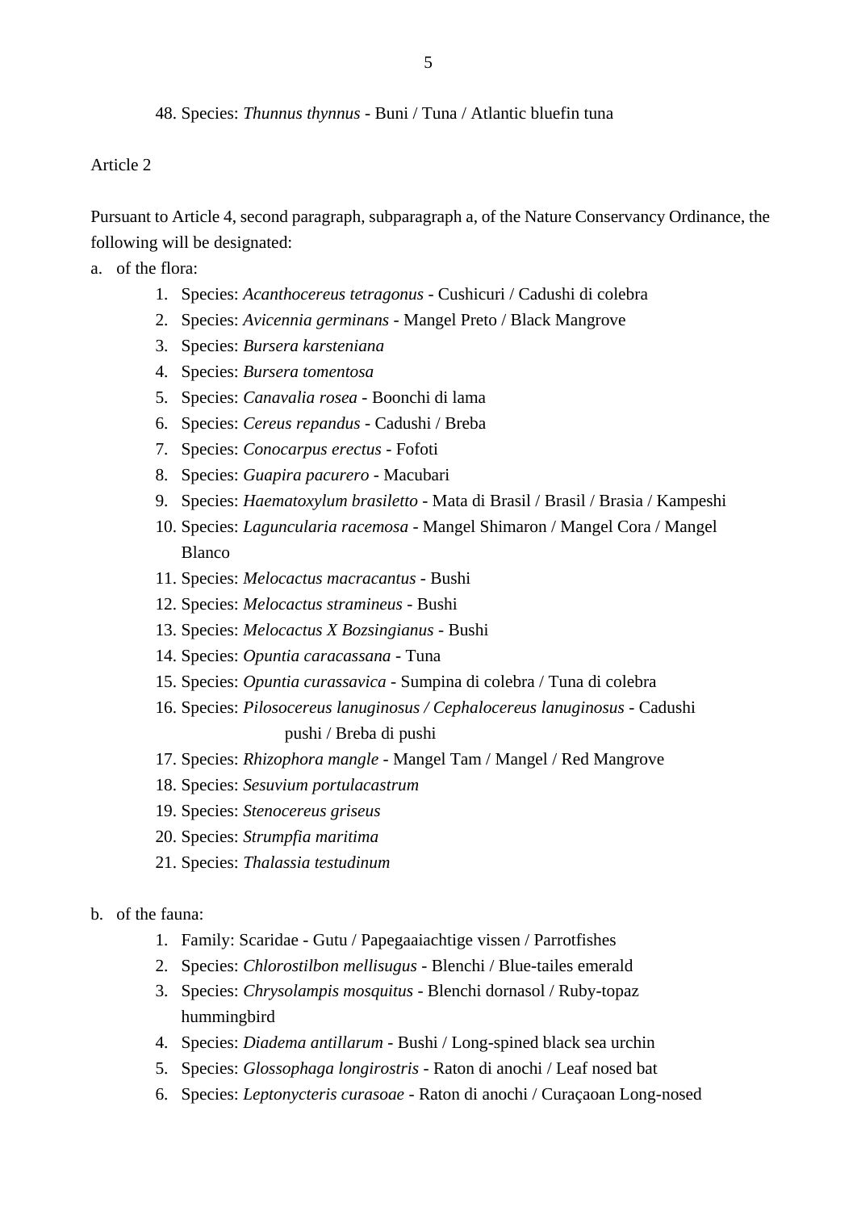48. Species: *Thunnus thynnus* - Buni / Tuna / Atlantic bluefin tuna

Article 2

Pursuant to Article 4, second paragraph, subparagraph a, of the Nature Conservancy Ordinance, the following will be designated:

a. of the flora:
    1. Species: *Acanthocereus tetragonus* - Cushicuri / Cadushi di colebra
    2. Species: *Avicennia germinans* - Mangel Preto / Black Mangrove
    3. Species: *Bursera karsteniana*
    4. Species: *Bursera tomentosa*
    5. Species: *Canavalia rosea* - Boonchi di lama
    6. Species: *Cereus repandus* - Cadushi / Breba
    7. Species: *Conocarpus erectus* - Fofoti
    8. Species: *Guapira pacurero* - Macubari
    9. Species: *Haematoxylum brasiletto* - Mata di Brasil / Brasil / Brasia / Kampeshi
    10. Species: *Laguncularia racemosa* - Mangel Shimaron / Mangel Cora / Mangel Blanco
    11. Species: *Melocactus macracantus* - Bushi
    12. Species: *Melocactus stramineus* - Bushi
    13. Species: *Melocactus X Bozsingianus* - Bushi
    14. Species: *Opuntia caracassana* - Tuna
    15. Species: *Opuntia curassavica* - Sumpina di colebra / Tuna di colebra
    16. Species: *Pilosocereus lanuginosus / Cephalocereus lanuginosus* - Cadushi pushi / Breba di pushi
    17. Species: *Rhizophora mangle* - Mangel Tam / Mangel / Red Mangrove
    18. Species: *Sesuvium portulacastrum*
    19. Species: *Stenocereus griseus*
    20. Species: *Strumpfia maritima*
    21. Species: *Thalassia testudinum*

b. of the fauna:
    1. Family: Scaridae - Gutu / Papegaaiachtige vissen / Parrotfishes
    2. Species: *Chlorostilbon mellisugus* - Blenchi / Blue-tailes emerald
    3. Species: *Chrysolampis mosquitus* - Blenchi dornasol / Ruby-topaz hummingbird
    4. Species: *Diadema antillarum* - Bushi / Long-spined black sea urchin
    5. Species: *Glossophaga longirostris* - Raton di anochi / Leaf nosed bat
    6. Species: *Leptonycteris curasoae* - Raton di anochi / Curaçaoan Long-nosed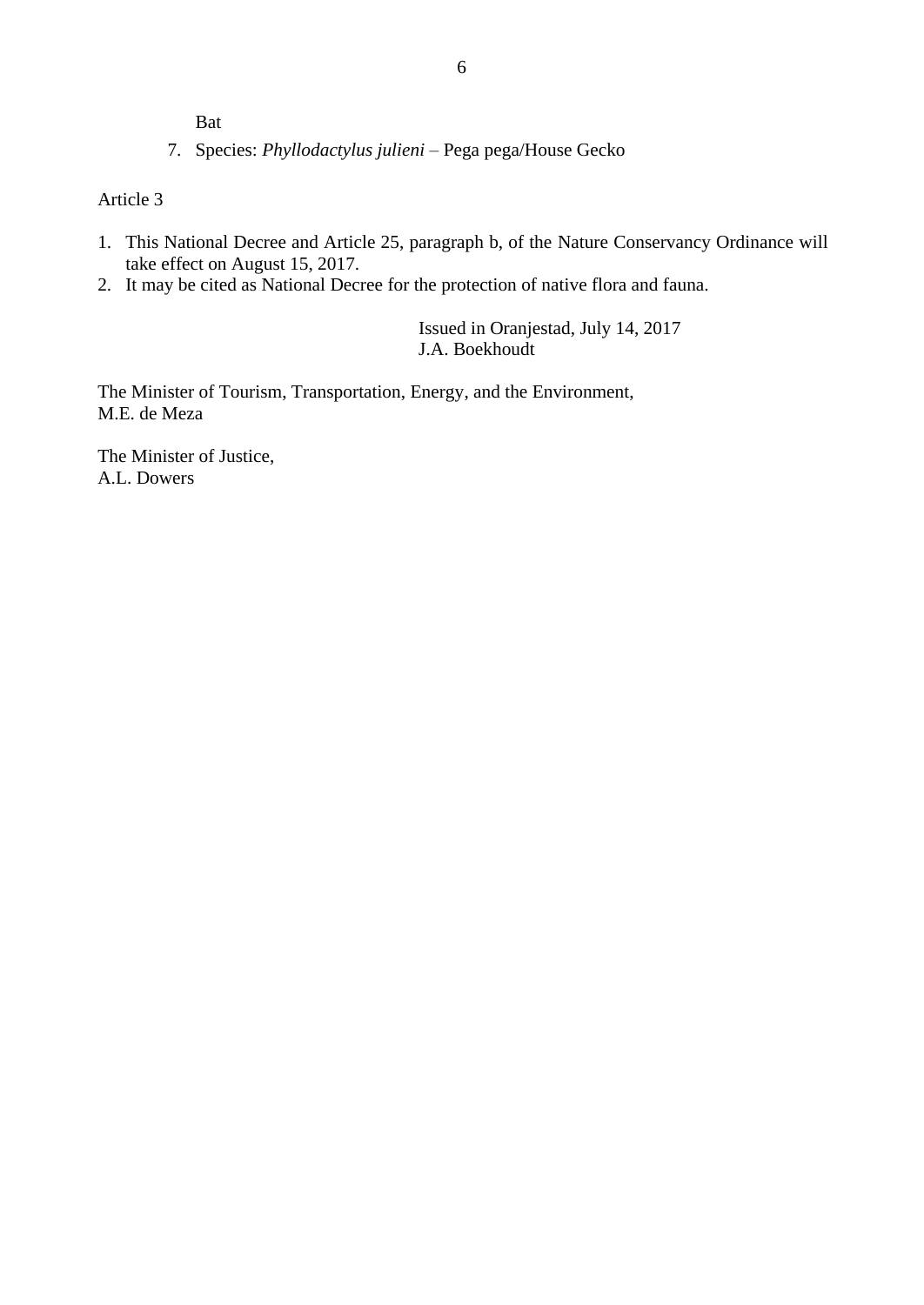Bat

7. Species: *Phyllodactylus julieni* – Pega pega/House Gecko

Article 3

1. This National Decree and Article 25, paragraph b, of the Nature Conservancy Ordinance will take effect on August 15, 2017.
2. It may be cited as National Decree for the protection of native flora and fauna.

Issued in Oranjestad, July 14, 2017
J.A. Boekhoudt

The Minister of Tourism, Transportation, Energy, and the Environment,
M.E. de Meza

The Minister of Justice,
A.L. Dowers